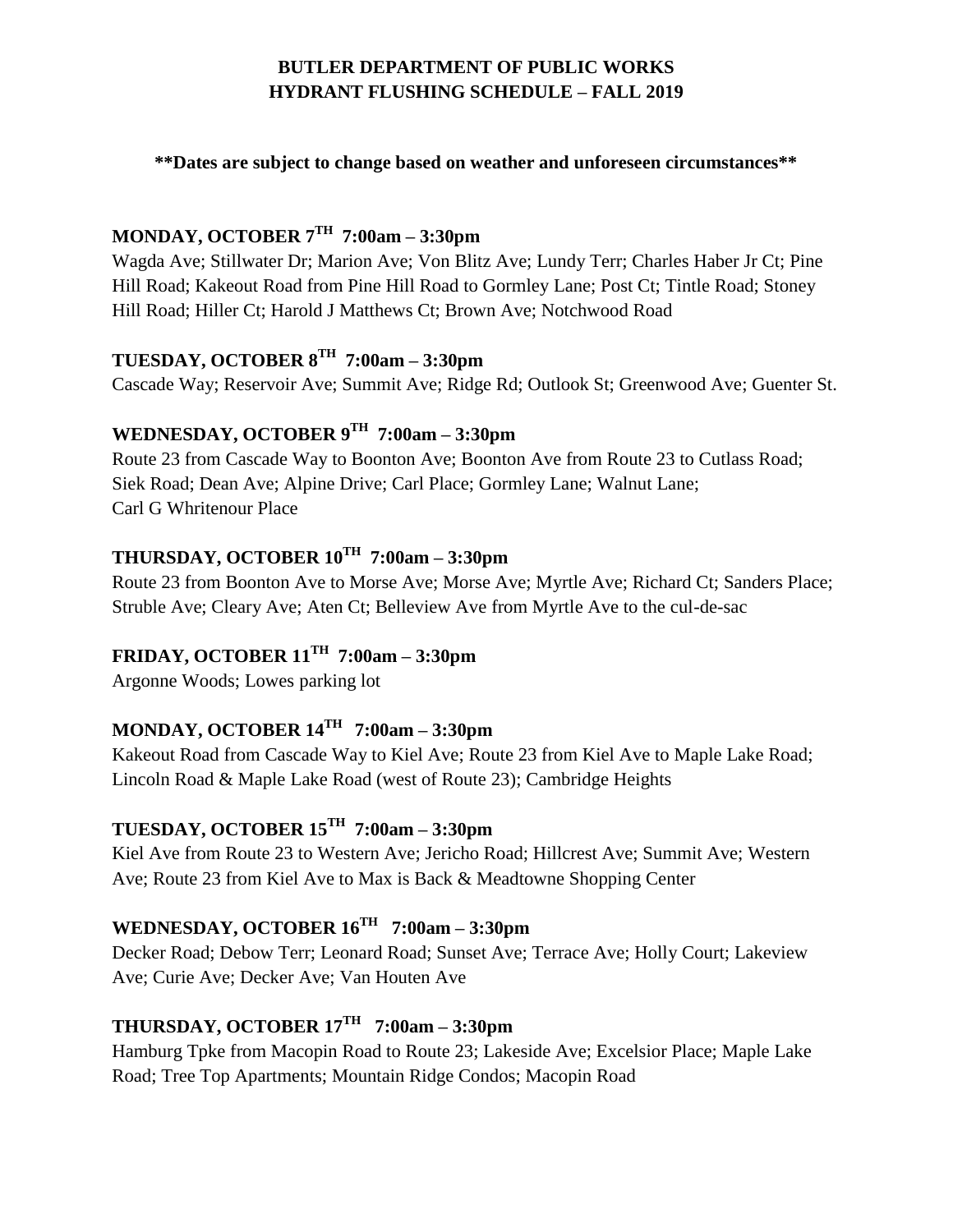# BUTLER DEPARTMENT OF PUBLIC WORKS
# HYDRANT FLUSHING SCHEDULE – FALL 2019

**\*\*Dates are subject to change based on weather and unforeseen circumstances\*\***

## MONDAY, OCTOBER 7TH 7:00am – 3:30pm

Wagda Ave; Stillwater Dr; Marion Ave; Von Blitz Ave; Lundy Terr; Charles Haber Jr Ct; Pine Hill Road; Kakeout Road from Pine Hill Road to Gormley Lane; Post Ct; Tintle Road; Stoney Hill Road; Hiller Ct; Harold J Matthews Ct; Brown Ave; Notchwood Road

## TUESDAY, OCTOBER 8TH 7:00am – 3:30pm

Cascade Way; Reservoir Ave; Summit Ave; Ridge Rd; Outlook St; Greenwood Ave; Guenter St.

## WEDNESDAY, OCTOBER 9TH 7:00am – 3:30pm

Route 23 from Cascade Way to Boonton Ave; Boonton Ave from Route 23 to Cutlass Road; Siek Road; Dean Ave; Alpine Drive; Carl Place; Gormley Lane; Walnut Lane; Carl G Whritenour Place

## THURSDAY, OCTOBER 10TH 7:00am – 3:30pm

Route 23 from Boonton Ave to Morse Ave; Morse Ave; Myrtle Ave; Richard Ct; Sanders Place; Struble Ave; Cleary Ave; Aten Ct; Belleview Ave from Myrtle Ave to the cul-de-sac

## FRIDAY, OCTOBER 11TH 7:00am – 3:30pm

Argonne Woods; Lowes parking lot

## MONDAY, OCTOBER 14TH 7:00am – 3:30pm

Kakeout Road from Cascade Way to Kiel Ave; Route 23 from Kiel Ave to Maple Lake Road; Lincoln Road & Maple Lake Road (west of Route 23); Cambridge Heights

## TUESDAY, OCTOBER 15TH 7:00am – 3:30pm

Kiel Ave from Route 23 to Western Ave; Jericho Road; Hillcrest Ave; Summit Ave; Western Ave; Route 23 from Kiel Ave to Max is Back & Meadtowne Shopping Center

## WEDNESDAY, OCTOBER 16TH 7:00am – 3:30pm

Decker Road; Debow Terr; Leonard Road; Sunset Ave; Terrace Ave; Holly Court; Lakeview Ave; Curie Ave; Decker Ave; Van Houten Ave

## THURSDAY, OCTOBER 17TH 7:00am – 3:30pm

Hamburg Tpke from Macopin Road to Route 23; Lakeside Ave; Excelsior Place; Maple Lake Road; Tree Top Apartments; Mountain Ridge Condos; Macopin Road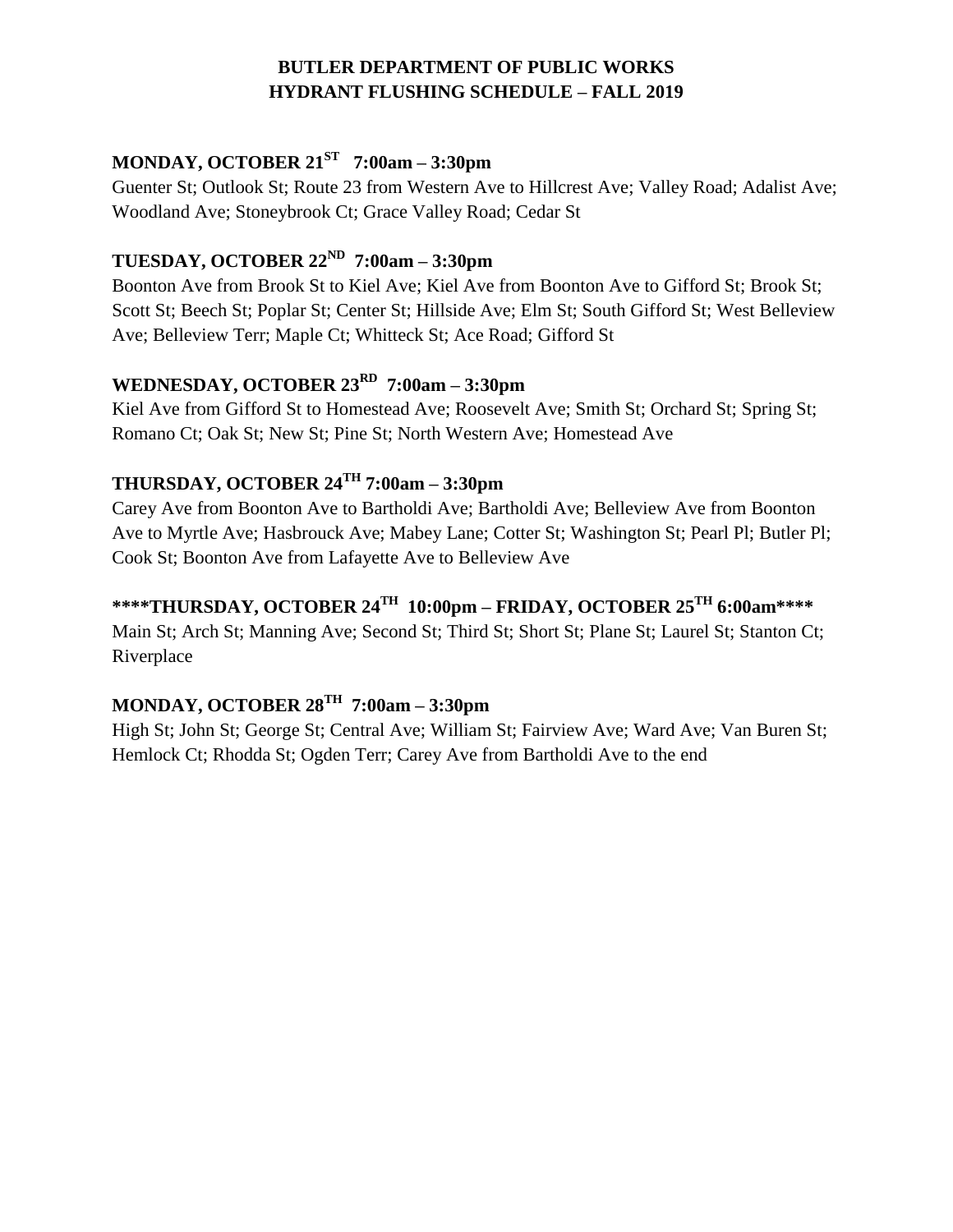**BUTLER DEPARTMENT OF PUBLIC WORKS**
**HYDRANT FLUSHING SCHEDULE – FALL 2019**

## MONDAY, OCTOBER 21ST 7:00am – 3:30pm

Guenter St; Outlook St; Route 23 from Western Ave to Hillcrest Ave; Valley Road; Adalist Ave; Woodland Ave; Stoneybrook Ct; Grace Valley Road; Cedar St

## TUESDAY, OCTOBER 22ND 7:00am – 3:30pm

Boonton Ave from Brook St to Kiel Ave; Kiel Ave from Boonton Ave to Gifford St; Brook St; Scott St; Beech St; Poplar St; Center St; Hillside Ave; Elm St; South Gifford St; West Belleview Ave; Belleview Terr; Maple Ct; Whitteck St; Ace Road; Gifford St

## WEDNESDAY, OCTOBER 23RD 7:00am – 3:30pm

Kiel Ave from Gifford St to Homestead Ave; Roosevelt Ave; Smith St; Orchard St; Spring St; Romano Ct; Oak St; New St; Pine St; North Western Ave; Homestead Ave

## THURSDAY, OCTOBER 24TH 7:00am – 3:30pm

Carey Ave from Boonton Ave to Bartholdi Ave; Bartholdi Ave; Belleview Ave from Boonton Ave to Myrtle Ave; Hasbrouck Ave; Mabey Lane; Cotter St; Washington St; Pearl Pl; Butler Pl; Cook St; Boonton Ave from Lafayette Ave to Belleview Ave

## ****THURSDAY, OCTOBER 24TH 10:00pm – FRIDAY, OCTOBER 25TH 6:00am****

Main St; Arch St; Manning Ave; Second St; Third St; Short St; Plane St; Laurel St; Stanton Ct; Riverplace

## MONDAY, OCTOBER 28TH 7:00am – 3:30pm

High St; John St; George St; Central Ave; William St; Fairview Ave; Ward Ave; Van Buren St; Hemlock Ct; Rhodda St; Ogden Terr; Carey Ave from Bartholdi Ave to the end